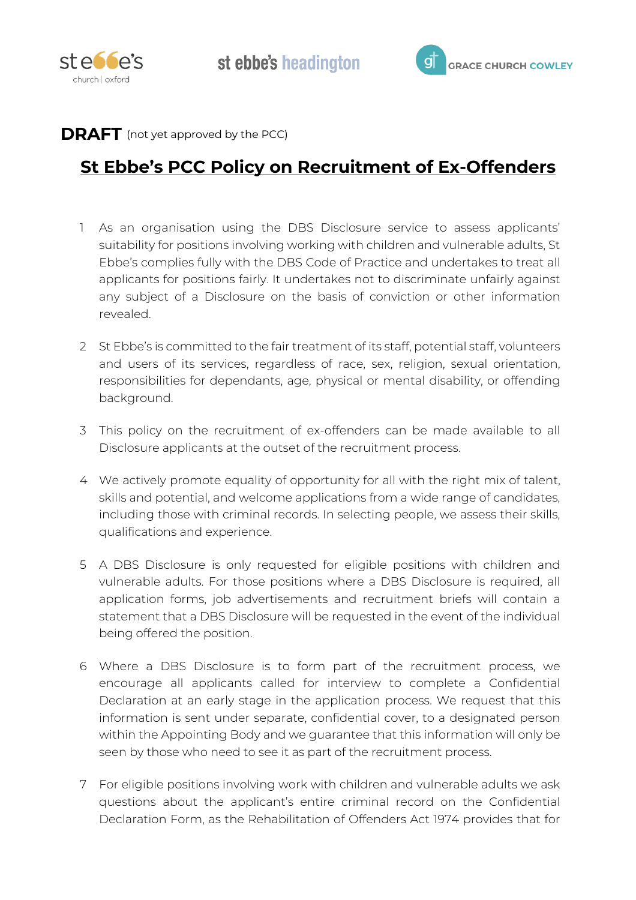**DRAFT** (not yet approved by the PCC)

# St Ebbe's PCC Policy on Recruitment of Ex-Offenders

1. As an organisation using the DBS Disclosure service to assess applicants' suitability for positions involving working with children and vulnerable adults, St Ebbe's complies fully with the DBS Code of Practice and undertakes to treat all applicants for positions fairly. It undertakes not to discriminate unfairly against any subject of a Disclosure on the basis of conviction or other information revealed.

2. St Ebbe's is committed to the fair treatment of its staff, potential staff, volunteers and users of its services, regardless of race, sex, religion, sexual orientation, responsibilities for dependants, age, physical or mental disability, or offending background.

3. This policy on the recruitment of ex-offenders can be made available to all Disclosure applicants at the outset of the recruitment process.

4. We actively promote equality of opportunity for all with the right mix of talent, skills and potential, and welcome applications from a wide range of candidates, including those with criminal records. In selecting people, we assess their skills, qualifications and experience.

5. A DBS Disclosure is only requested for eligible positions with children and vulnerable adults. For those positions where a DBS Disclosure is required, all application forms, job advertisements and recruitment briefs will contain a statement that a DBS Disclosure will be requested in the event of the individual being offered the position.

6. Where a DBS Disclosure is to form part of the recruitment process, we encourage all applicants called for interview to complete a Confidential Declaration at an early stage in the application process. We request that this information is sent under separate, confidential cover, to a designated person within the Appointing Body and we guarantee that this information will only be seen by those who need to see it as part of the recruitment process.

7. For eligible positions involving work with children and vulnerable adults we ask questions about the applicant's entire criminal record on the Confidential Declaration Form, as the Rehabilitation of Offenders Act 1974 provides that for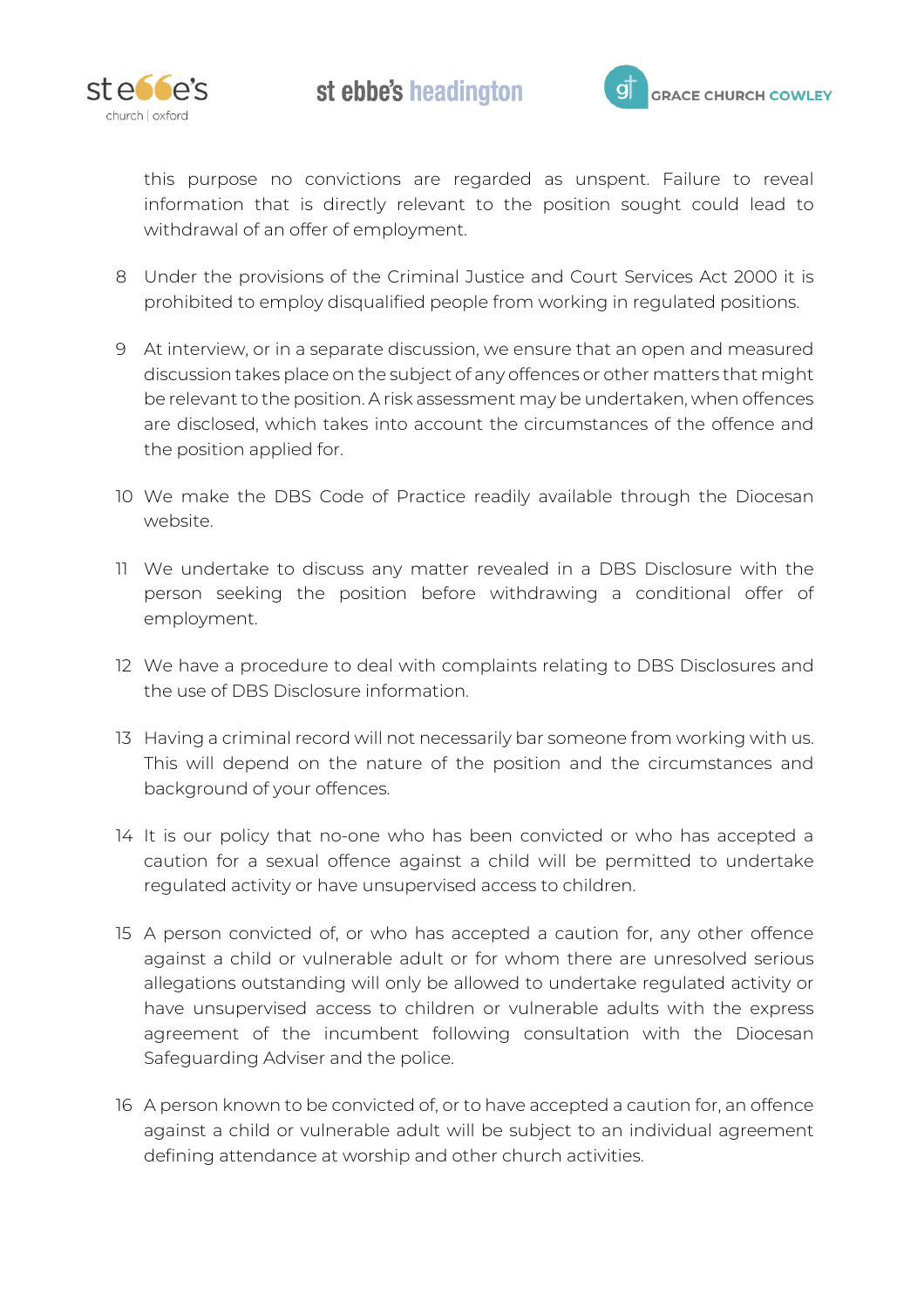this purpose no convictions are regarded as unspent. Failure to reveal information that is directly relevant to the position sought could lead to withdrawal of an offer of employment.

8. Under the provisions of the Criminal Justice and Court Services Act 2000 it is prohibited to employ disqualified people from working in regulated positions.

9. At interview, or in a separate discussion, we ensure that an open and measured discussion takes place on the subject of any offences or other matters that might be relevant to the position. A risk assessment may be undertaken, when offences are disclosed, which takes into account the circumstances of the offence and the position applied for.

10. We make the DBS Code of Practice readily available through the Diocesan website.

11. We undertake to discuss any matter revealed in a DBS Disclosure with the person seeking the position before withdrawing a conditional offer of employment.

12. We have a procedure to deal with complaints relating to DBS Disclosures and the use of DBS Disclosure information.

13. Having a criminal record will not necessarily bar someone from working with us. This will depend on the nature of the position and the circumstances and background of your offences.

14. It is our policy that no-one who has been convicted or who has accepted a caution for a sexual offence against a child will be permitted to undertake regulated activity or have unsupervised access to children.

15. A person convicted of, or who has accepted a caution for, any other offence against a child or vulnerable adult or for whom there are unresolved serious allegations outstanding will only be allowed to undertake regulated activity or have unsupervised access to children or vulnerable adults with the express agreement of the incumbent following consultation with the Diocesan Safeguarding Adviser and the police.

16. A person known to be convicted of, or to have accepted a caution for, an offence against a child or vulnerable adult will be subject to an individual agreement defining attendance at worship and other church activities.